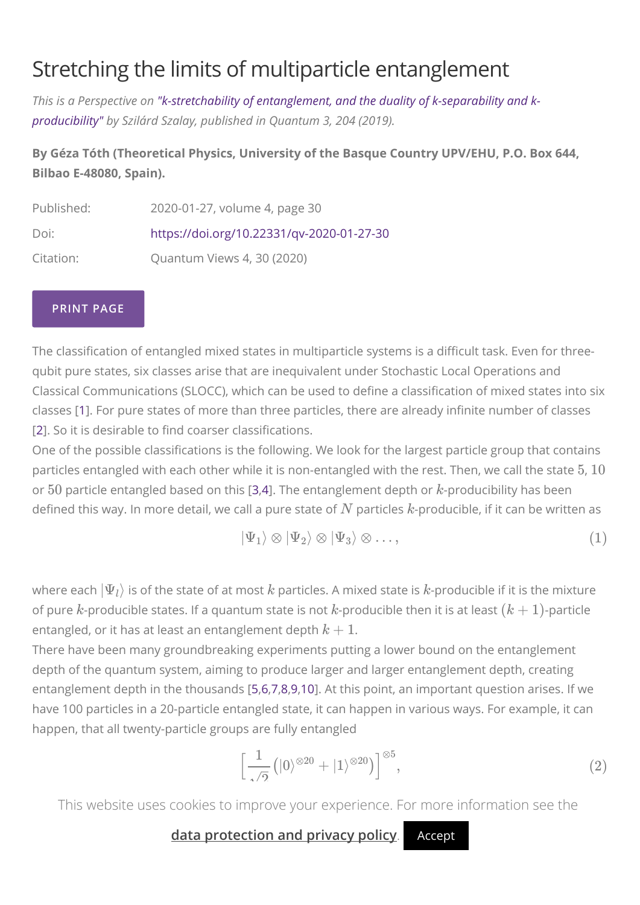# Stretching the limits of multiparticle entanglement

*This is a Perspective on "k-stretchability of entanglement, and the duality of k-separability and k-producibility" by Szilárd Szalay, published in Quantum 3, 204 (2019).*

**By Géza Tóth (Theoretical Physics, University of the Basque Country UPV/EHU, P.O. Box 644, Bilbao E-48080, Spain).**

| | |
|---|---|
| Published: | 2020-01-27, volume 4, page 30 |
| Doi: | https://doi.org/10.22331/qv-2020-01-27-30 |
| Citation: | Quantum Views 4, 30 (2020) |

The classification of entangled mixed states in multiparticle systems is a difficult task. Even for three-qubit pure states, six classes arise that are inequivalent under Stochastic Local Operations and Classical Communications (SLOCC), which can be used to define a classification of mixed states into six classes [1]. For pure states of more than three particles, there are already infinite number of classes [2]. So it is desirable to find coarser classifications.

One of the possible classifications is the following. We look for the largest particle group that contains particles entangled with each other while it is non-entangled with the rest. Then, we call the state $5$, $10$ or $50$ particle entangled based on this [3,4]. The entanglement depth or $k$-producibility has been defined this way. In more detail, we call a pure state of $N$ particles $k$-producible, if it can be written as

$$|\Psi_1\rangle \otimes |\Psi_2\rangle \otimes |\Psi_3\rangle \otimes \ldots, \tag{1}$$

where each $|\Psi_l\rangle$ is of the state of at most $k$ particles. A mixed state is $k$-producible if it is the mixture of pure $k$-producible states. If a quantum state is not $k$-producible then it is at least $(k+1)$-particle entangled, or it has at least an entanglement depth $k+1$.

There have been many groundbreaking experiments putting a lower bound on the entanglement depth of the quantum system, aiming to produce larger and larger entanglement depth, creating entanglement depth in the thousands [5,6,7,8,9,10]. At this point, an important question arises. If we have 100 particles in a 20-particle entangled state, it can happen in various ways. For example, it can happen, that all twenty-particle groups are fully entangled

$$\left[\frac{1}{\sqrt{2}}\left(|0\rangle^{\otimes 20} + |1\rangle^{\otimes 20}\right)\right]^{\otimes 5}, \tag{2}$$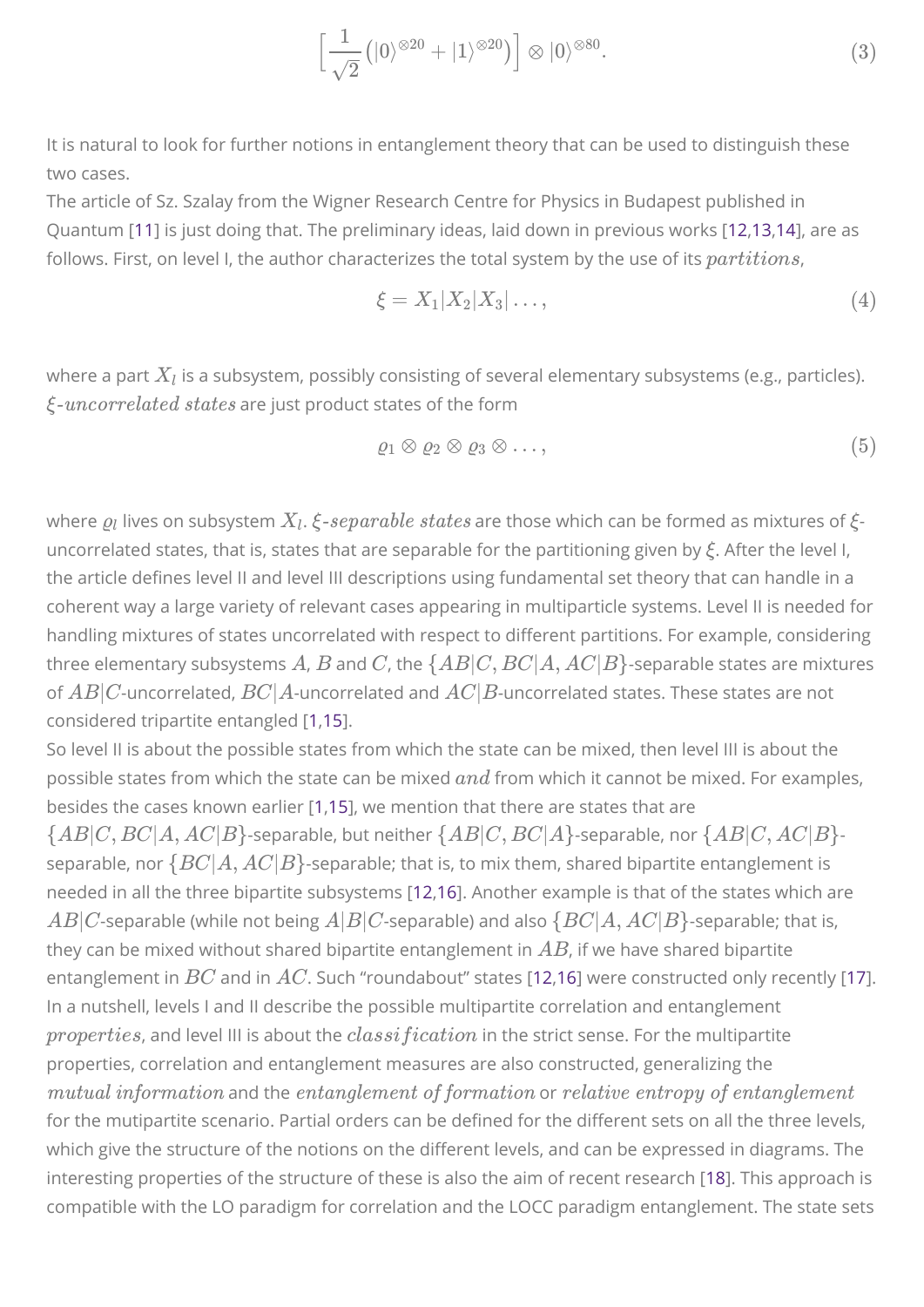$$\left[\frac{1}{\sqrt{2}}\left(|0\rangle^{\otimes 20}+|1\rangle^{\otimes 20}\right)\right]\otimes|0\rangle^{\otimes 80}. \tag{3}$$

It is natural to look for further notions in entanglement theory that can be used to distinguish these two cases.

The article of Sz. Szalay from the Wigner Research Centre for Physics in Budapest published in Quantum [11] is just doing that. The preliminary ideas, laid down in previous works [12,13,14], are as follows. First, on level I, the author characterizes the total system by the use of its *partitions*,

$$\xi = X_1|X_2|X_3|\ldots, \tag{4}$$

where a part $X_l$ is a subsystem, possibly consisting of several elementary subsystems (e.g., particles). *$\xi$-uncorrelated states* are just product states of the form

$$\varrho_1\otimes\varrho_2\otimes\varrho_3\otimes\ldots, \tag{5}$$

where $\varrho_l$ lives on subsystem $X_l$. *$\xi$-separable states* are those which can be formed as mixtures of $\xi$-uncorrelated states, that is, states that are separable for the partitioning given by $\xi$. After the level I, the article defines level II and level III descriptions using fundamental set theory that can handle in a coherent way a large variety of relevant cases appearing in multiparticle systems. Level II is needed for handling mixtures of states uncorrelated with respect to different partitions. For example, considering three elementary subsystems $A$, $B$ and $C$, the $\{AB|C, BC|A, AC|B\}$-separable states are mixtures of $AB|C$-uncorrelated, $BC|A$-uncorrelated and $AC|B$-uncorrelated states. These states are not considered tripartite entangled [1,15].

So level II is about the possible states from which the state can be mixed, then level III is about the possible states from which the state can be mixed *and* from which it cannot be mixed. For examples, besides the cases known earlier [1,15], we mention that there are states that are $\{AB|C, BC|A, AC|B\}$-separable, but neither $\{AB|C, BC|A\}$-separable, nor $\{AB|C, AC|B\}$-separable, nor $\{BC|A, AC|B\}$-separable; that is, to mix them, shared bipartite entanglement is needed in all the three bipartite subsystems [12,16]. Another example is that of the states which are $AB|C$-separable (while not being $A|B|C$-separable) and also $\{BC|A, AC|B\}$-separable; that is, they can be mixed without shared bipartite entanglement in $AB$, if we have shared bipartite entanglement in $BC$ and in $AC$. Such "roundabout" states [12,16] were constructed only recently [17]. In a nutshell, levels I and II describe the possible multipartite correlation and entanglement *properties*, and level III is about the *classification* in the strict sense. For the multipartite properties, correlation and entanglement measures are also constructed, generalizing the *mutual information* and the *entanglement of formation* or *relative entropy of entanglement* for the mutipartite scenario. Partial orders can be defined for the different sets on all the three levels, which give the structure of the notions on the different levels, and can be expressed in diagrams. The interesting properties of the structure of these is also the aim of recent research [18]. This approach is compatible with the LO paradigm for correlation and the LOCC paradigm entanglement. The state sets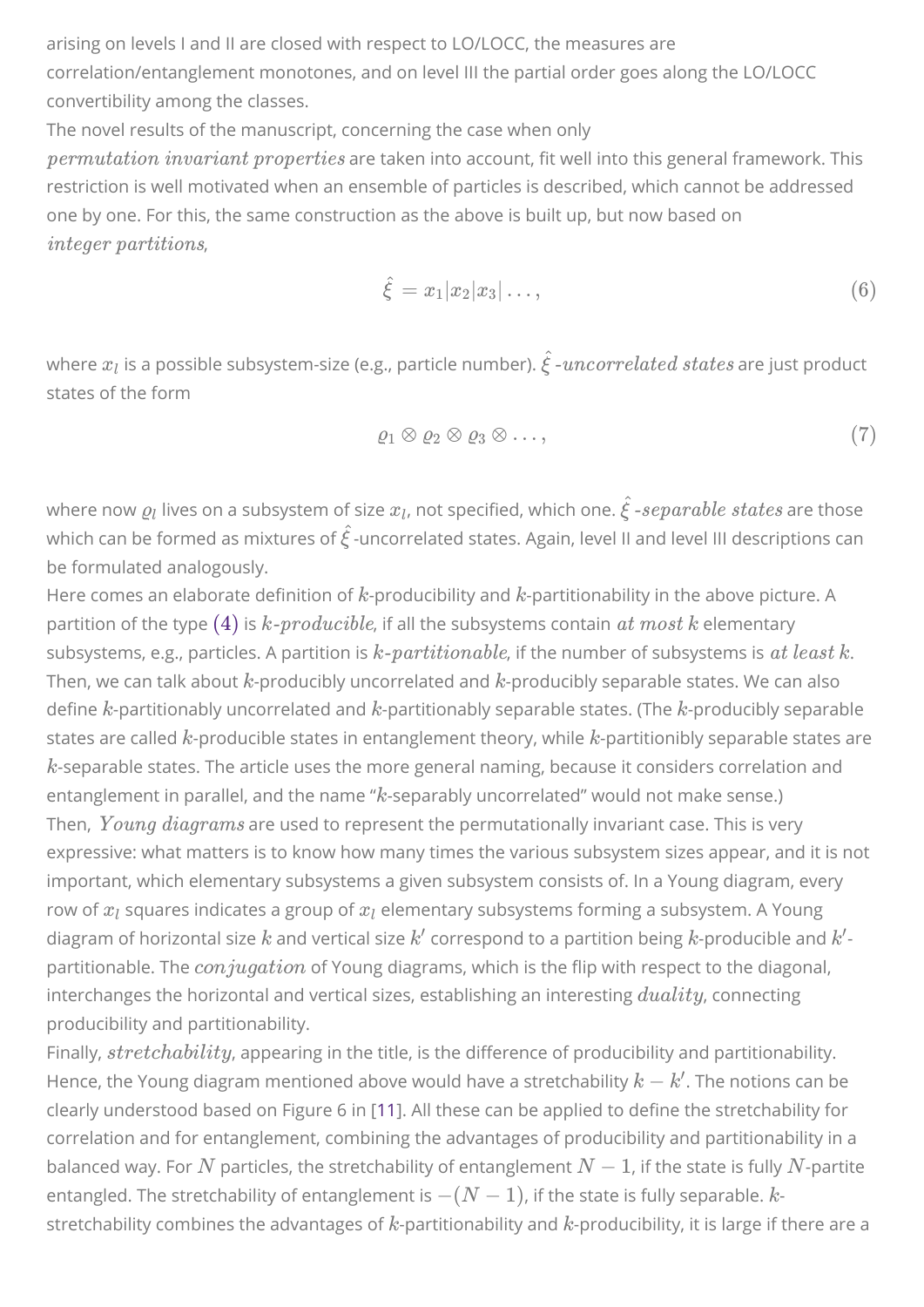arising on levels I and II are closed with respect to LO/LOCC, the measures are correlation/entanglement monotones, and on level III the partial order goes along the LO/LOCC convertibility among the classes.

The novel results of the manuscript, concerning the case when only *permutation invariant properties* are taken into account, fit well into this general framework. This restriction is well motivated when an ensemble of particles is described, which cannot be addressed one by one. For this, the same construction as the above is built up, but now based on *integer partitions*,

$$\hat{\xi} = x_1|x_2|x_3|\ldots, \tag{6}$$

where $x_l$ is a possible subsystem-size (e.g., particle number). $\hat{\xi}$*-uncorrelated states* are just product states of the form

$$\varrho_1 \otimes \varrho_2 \otimes \varrho_3 \otimes \ldots, \tag{7}$$

where now $\varrho_l$ lives on a subsystem of size $x_l$, not specified, which one. $\hat{\xi}$*-separable states* are those which can be formed as mixtures of $\hat{\xi}$-uncorrelated states. Again, level II and level III descriptions can be formulated analogously.

Here comes an elaborate definition of $k$-producibility and $k$-partitionability in the above picture. A partition of the type (4) is $k$*-producible*, if all the subsystems contain *at most* $k$ elementary subsystems, e.g., particles. A partition is $k$*-partitionable*, if the number of subsystems is *at least* $k$. Then, we can talk about $k$-producibly uncorrelated and $k$-producibly separable states. We can also define $k$-partitionably uncorrelated and $k$-partitionably separable states. (The $k$-producibly separable states are called $k$-producible states in entanglement theory, while $k$-partitionibly separable states are $k$-separable states. The article uses the more general naming, because it considers correlation and entanglement in parallel, and the name "$k$-separably uncorrelated" would not make sense.)

Then, *Young diagrams* are used to represent the permutationally invariant case. This is very expressive: what matters is to know how many times the various subsystem sizes appear, and it is not important, which elementary subsystems a given subsystem consists of. In a Young diagram, every row of $x_l$ squares indicates a group of $x_l$ elementary subsystems forming a subsystem. A Young diagram of horizontal size $k$ and vertical size $k'$ correspond to a partition being $k$-producible and $k'$-partitionable. The *conjugation* of Young diagrams, which is the flip with respect to the diagonal, interchanges the horizontal and vertical sizes, establishing an interesting *duality*, connecting producibility and partitionability.

Finally, *stretchability*, appearing in the title, is the difference of producibility and partitionability. Hence, the Young diagram mentioned above would have a stretchability $k - k'$. The notions can be clearly understood based on Figure 6 in [11]. All these can be applied to define the stretchability for correlation and for entanglement, combining the advantages of producibility and partitionability in a balanced way. For $N$ particles, the stretchability of entanglement $N-1$, if the state is fully $N$-partite entangled. The stretchability of entanglement is $-(N-1)$, if the state is fully separable. $k$-stretchability combines the advantages of $k$-partitionability and $k$-producibility, it is large if there are a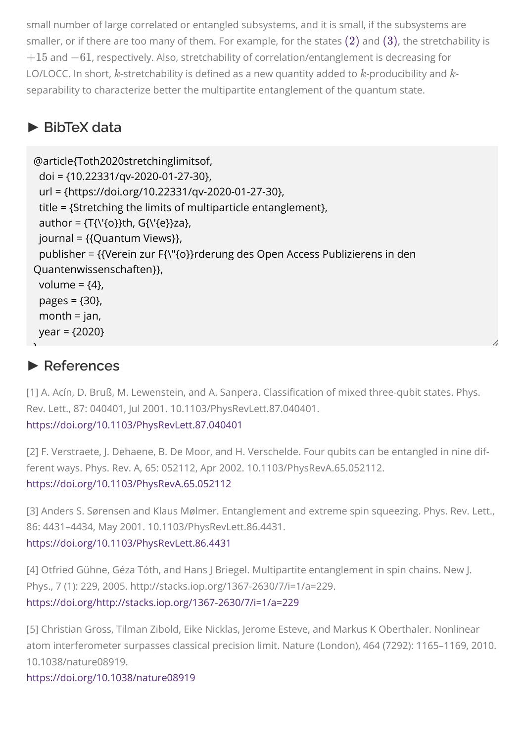small number of large correlated or entangled subsystems, and it is small, if the subsystems are smaller, or if there are too many of them. For example, for the states $(2)$ and $(3)$, the stretchability is $+15$ and $-61$, respectively. Also, stretchability of correlation/entanglement is decreasing for LO/LOCC. In short, $k$-stretchability is defined as a new quantity added to $k$-producibility and $k$-separability to characterize better the multipartite entanglement of the quantum state.

## ► BibTeX data

```
@article{Toth2020stretchinglimitsof,
  doi = {10.22331/qv-2020-01-27-30},
  url = {https://doi.org/10.22331/qv-2020-01-27-30},
  title = {Stretching the limits of multiparticle entanglement},
  author = {T{\'{o}}th, G{\'{e}}za},
  journal = {{Quantum Views}},
  publisher = {{Verein zur F{\"{o}}rderung des Open Access Publizierens in den Quantenwissenschaften}},
  volume = {4},
  pages = {30},
  month = jan,
  year = {2020}
}
```

## ► References

[1] A. Acín, D. Bruß, M. Lewenstein, and A. Sanpera. Classification of mixed three-qubit states. Phys. Rev. Lett., 87: 040401, Jul 2001. 10.1103/PhysRevLett.87.040401.
https://doi.org/10.1103/PhysRevLett.87.040401

[2] F. Verstraete, J. Dehaene, B. De Moor, and H. Verschelde. Four qubits can be entangled in nine different ways. Phys. Rev. A, 65: 052112, Apr 2002. 10.1103/PhysRevA.65.052112.
https://doi.org/10.1103/PhysRevA.65.052112

[3] Anders S. Sørensen and Klaus Mølmer. Entanglement and extreme spin squeezing. Phys. Rev. Lett., 86: 4431–4434, May 2001. 10.1103/PhysRevLett.86.4431.
https://doi.org/10.1103/PhysRevLett.86.4431

[4] Otfried Gühne, Géza Tóth, and Hans J Briegel. Multipartite entanglement in spin chains. New J. Phys., 7 (1): 229, 2005. http://stacks.iop.org/1367-2630/7/i=1/a=229.
https://doi.org/http://stacks.iop.org/1367-2630/7/i=1/a=229

[5] Christian Gross, Tilman Zibold, Eike Nicklas, Jerome Esteve, and Markus K Oberthaler. Nonlinear atom interferometer surpasses classical precision limit. Nature (London), 464 (7292): 1165–1169, 2010. 10.1038/nature08919.
https://doi.org/10.1038/nature08919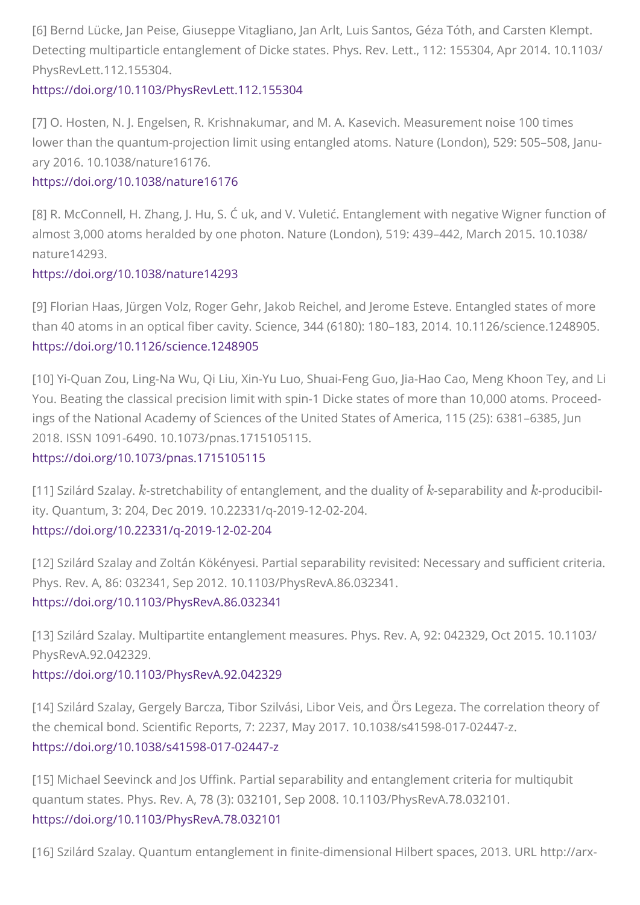[6] Bernd Lücke, Jan Peise, Giuseppe Vitagliano, Jan Arlt, Luis Santos, Géza Tóth, and Carsten Klempt. Detecting multiparticle entanglement of Dicke states. Phys. Rev. Lett., 112: 155304, Apr 2014. 10.1103/PhysRevLett.112.155304.
https://doi.org/10.1103/PhysRevLett.112.155304

[7] O. Hosten, N. J. Engelsen, R. Krishnakumar, and M. A. Kasevich. Measurement noise 100 times lower than the quantum-projection limit using entangled atoms. Nature (London), 529: 505–508, January 2016. 10.1038/nature16176.
https://doi.org/10.1038/nature16176

[8] R. McConnell, H. Zhang, J. Hu, S. Ć uk, and V. Vuletić. Entanglement with negative Wigner function of almost 3,000 atoms heralded by one photon. Nature (London), 519: 439–442, March 2015. 10.1038/nature14293.
https://doi.org/10.1038/nature14293

[9] Florian Haas, Jürgen Volz, Roger Gehr, Jakob Reichel, and Jerome Esteve. Entangled states of more than 40 atoms in an optical fiber cavity. Science, 344 (6180): 180–183, 2014. 10.1126/science.1248905.
https://doi.org/10.1126/science.1248905

[10] Yi-Quan Zou, Ling-Na Wu, Qi Liu, Xin-Yu Luo, Shuai-Feng Guo, Jia-Hao Cao, Meng Khoon Tey, and Li You. Beating the classical precision limit with spin-1 Dicke states of more than 10,000 atoms. Proceedings of the National Academy of Sciences of the United States of America, 115 (25): 6381–6385, Jun 2018. ISSN 1091-6490. 10.1073/pnas.1715105115.
https://doi.org/10.1073/pnas.1715105115

[11] Szilárd Szalay. $k$-stretchability of entanglement, and the duality of $k$-separability and $k$-producibility. Quantum, 3: 204, Dec 2019. 10.22331/q-2019-12-02-204.
https://doi.org/10.22331/q-2019-12-02-204

[12] Szilárd Szalay and Zoltán Kökényesi. Partial separability revisited: Necessary and sufficient criteria. Phys. Rev. A, 86: 032341, Sep 2012. 10.1103/PhysRevA.86.032341.
https://doi.org/10.1103/PhysRevA.86.032341

[13] Szilárd Szalay. Multipartite entanglement measures. Phys. Rev. A, 92: 042329, Oct 2015. 10.1103/PhysRevA.92.042329.
https://doi.org/10.1103/PhysRevA.92.042329

[14] Szilárd Szalay, Gergely Barcza, Tibor Szilvási, Libor Veis, and Örs Legeza. The correlation theory of the chemical bond. Scientific Reports, 7: 2237, May 2017. 10.1038/s41598-017-02447-z.
https://doi.org/10.1038/s41598-017-02447-z

[15] Michael Seevinck and Jos Uffink. Partial separability and entanglement criteria for multiqubit quantum states. Phys. Rev. A, 78 (3): 032101, Sep 2008. 10.1103/PhysRevA.78.032101.
https://doi.org/10.1103/PhysRevA.78.032101

[16] Szilárd Szalay. Quantum entanglement in finite-dimensional Hilbert spaces, 2013. URL http://arx-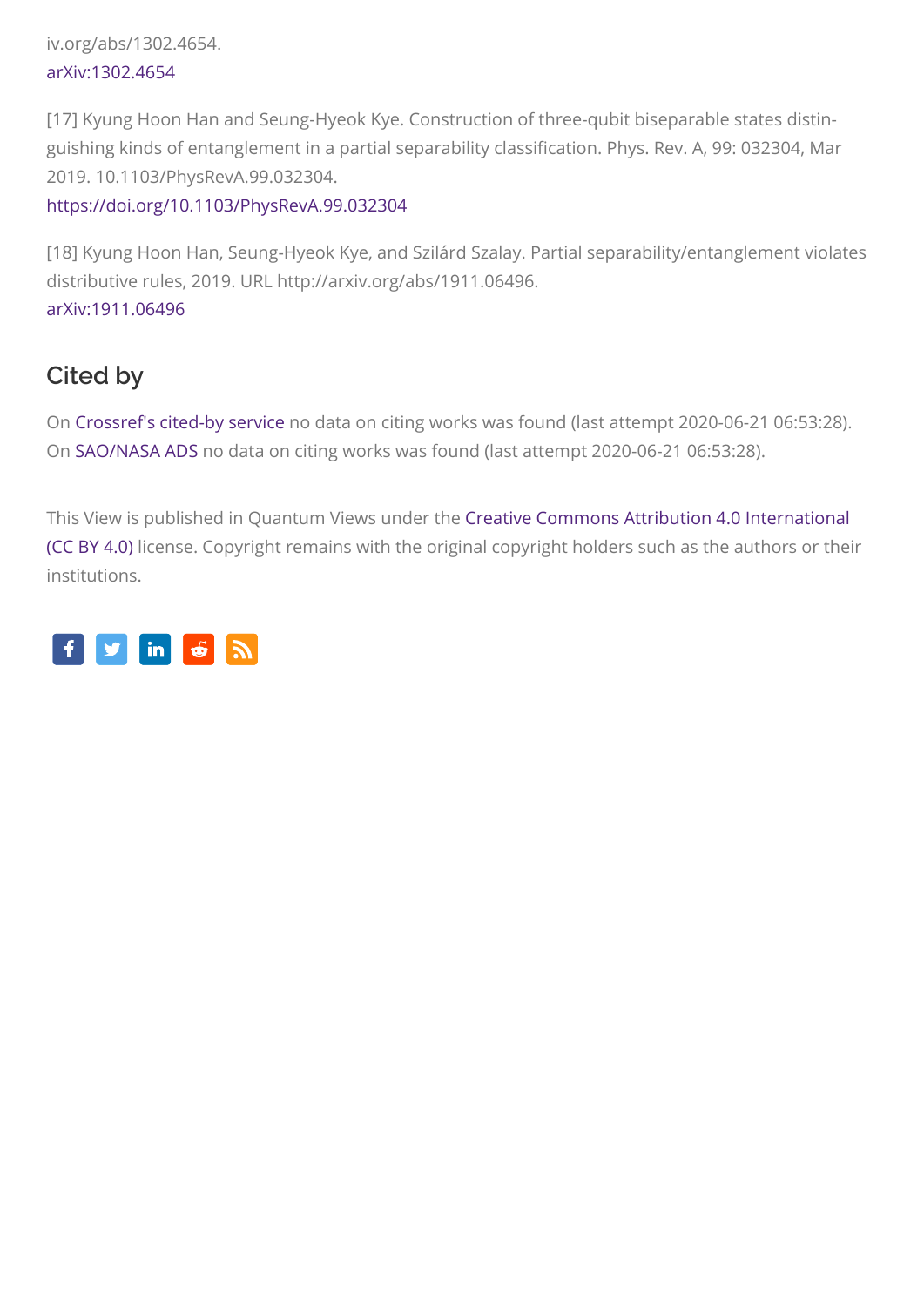iv.org/abs/1302.4654.
arXiv:1302.4654

[17] Kyung Hoon Han and Seung-Hyeok Kye. Construction of three-qubit biseparable states distinguishing kinds of entanglement in a partial separability classification. Phys. Rev. A, 99: 032304, Mar 2019. 10.1103/PhysRevA.99.032304.
https://doi.org/10.1103/PhysRevA.99.032304

[18] Kyung Hoon Han, Seung-Hyeok Kye, and Szilárd Szalay. Partial separability/entanglement violates distributive rules, 2019. URL http://arxiv.org/abs/1911.06496.
arXiv:1911.06496

## Cited by

On Crossref's cited-by service no data on citing works was found (last attempt 2020-06-21 06:53:28).
On SAO/NASA ADS no data on citing works was found (last attempt 2020-06-21 06:53:28).

This View is published in Quantum Views under the Creative Commons Attribution 4.0 International (CC BY 4.0) license. Copyright remains with the original copyright holders such as the authors or their institutions.